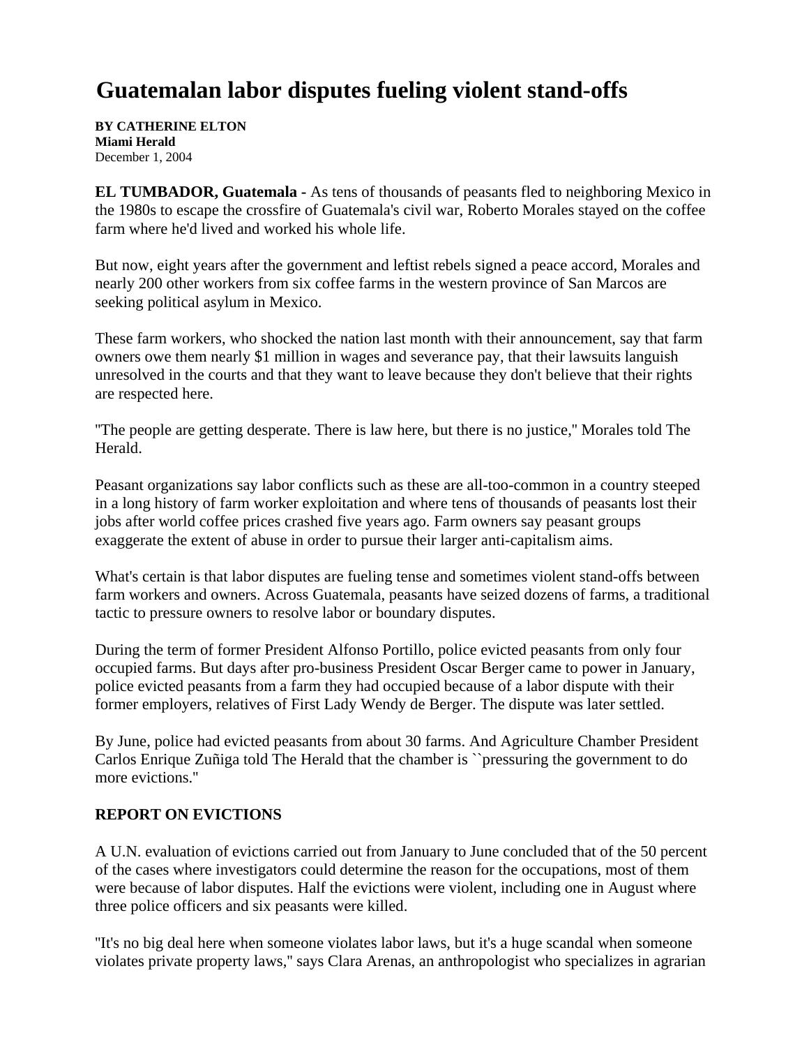# Guatemalan labor disputes fueling violent stand-offs

**BY CATHERINE ELTON**
**Miami Herald**
December 1, 2004

**EL TUMBADOR, Guatemala -** As tens of thousands of peasants fled to neighboring Mexico in the 1980s to escape the crossfire of Guatemala's civil war, Roberto Morales stayed on the coffee farm where he'd lived and worked his whole life.

But now, eight years after the government and leftist rebels signed a peace accord, Morales and nearly 200 other workers from six coffee farms in the western province of San Marcos are seeking political asylum in Mexico.

These farm workers, who shocked the nation last month with their announcement, say that farm owners owe them nearly $1 million in wages and severance pay, that their lawsuits languish unresolved in the courts and that they want to leave because they don't believe that their rights are respected here.

''The people are getting desperate. There is law here, but there is no justice,'' Morales told The Herald.

Peasant organizations say labor conflicts such as these are all-too-common in a country steeped in a long history of farm worker exploitation and where tens of thousands of peasants lost their jobs after world coffee prices crashed five years ago. Farm owners say peasant groups exaggerate the extent of abuse in order to pursue their larger anti-capitalism aims.

What's certain is that labor disputes are fueling tense and sometimes violent stand-offs between farm workers and owners. Across Guatemala, peasants have seized dozens of farms, a traditional tactic to pressure owners to resolve labor or boundary disputes.

During the term of former President Alfonso Portillo, police evicted peasants from only four occupied farms. But days after pro-business President Oscar Berger came to power in January, police evicted peasants from a farm they had occupied because of a labor dispute with their former employers, relatives of First Lady Wendy de Berger. The dispute was later settled.

By June, police had evicted peasants from about 30 farms. And Agriculture Chamber President Carlos Enrique Zuñiga told The Herald that the chamber is ``pressuring the government to do more evictions.''

## REPORT ON EVICTIONS

A U.N. evaluation of evictions carried out from January to June concluded that of the 50 percent of the cases where investigators could determine the reason for the occupations, most of them were because of labor disputes. Half the evictions were violent, including one in August where three police officers and six peasants were killed.

''It's no big deal here when someone violates labor laws, but it's a huge scandal when someone violates private property laws,'' says Clara Arenas, an anthropologist who specializes in agrarian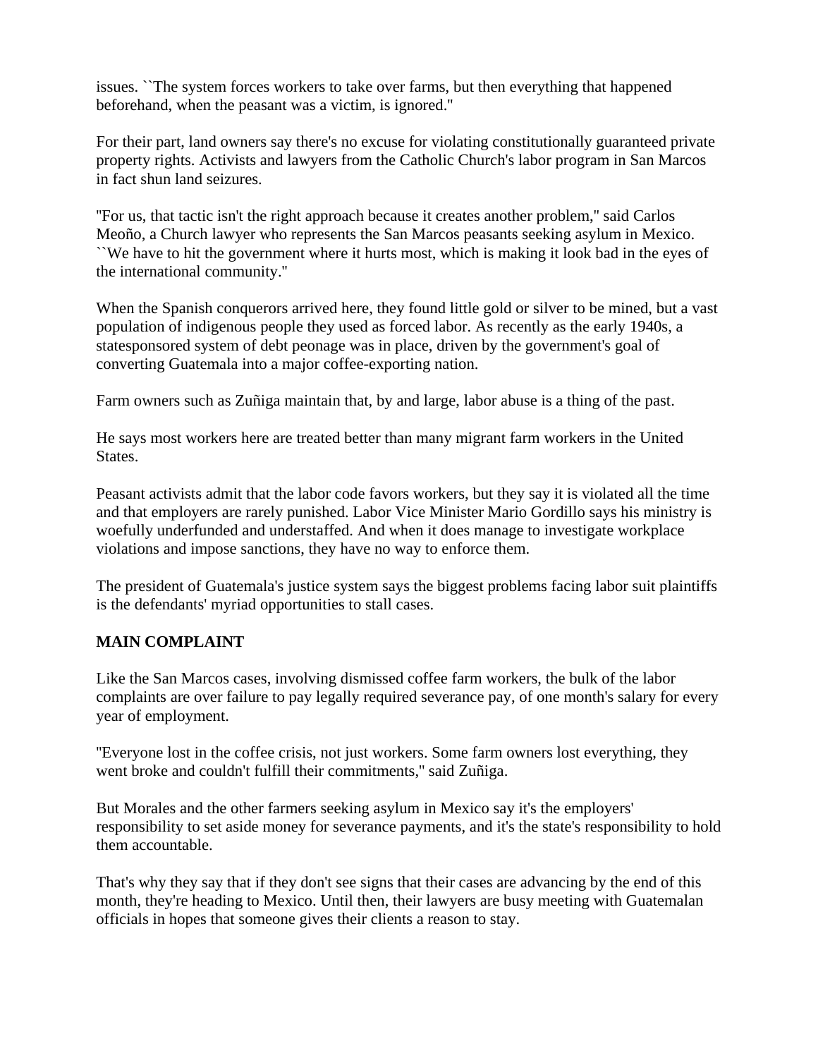issues. ``The system forces workers to take over farms, but then everything that happened beforehand, when the peasant was a victim, is ignored."

For their part, land owners say there's no excuse for violating constitutionally guaranteed private property rights. Activists and lawyers from the Catholic Church's labor program in San Marcos in fact shun land seizures.

"For us, that tactic isn't the right approach because it creates another problem," said Carlos Meoño, a Church lawyer who represents the San Marcos peasants seeking asylum in Mexico. ``We have to hit the government where it hurts most, which is making it look bad in the eyes of the international community."

When the Spanish conquerors arrived here, they found little gold or silver to be mined, but a vast population of indigenous people they used as forced labor. As recently as the early 1940s, a statesponsored system of debt peonage was in place, driven by the government's goal of converting Guatemala into a major coffee-exporting nation.

Farm owners such as Zuñiga maintain that, by and large, labor abuse is a thing of the past.

He says most workers here are treated better than many migrant farm workers in the United States.

Peasant activists admit that the labor code favors workers, but they say it is violated all the time and that employers are rarely punished. Labor Vice Minister Mario Gordillo says his ministry is woefully underfunded and understaffed. And when it does manage to investigate workplace violations and impose sanctions, they have no way to enforce them.

The president of Guatemala's justice system says the biggest problems facing labor suit plaintiffs is the defendants' myriad opportunities to stall cases.

**MAIN COMPLAINT**

Like the San Marcos cases, involving dismissed coffee farm workers, the bulk of the labor complaints are over failure to pay legally required severance pay, of one month's salary for every year of employment.

"Everyone lost in the coffee crisis, not just workers. Some farm owners lost everything, they went broke and couldn't fulfill their commitments," said Zuñiga.

But Morales and the other farmers seeking asylum in Mexico say it's the employers' responsibility to set aside money for severance payments, and it's the state's responsibility to hold them accountable.

That's why they say that if they don't see signs that their cases are advancing by the end of this month, they're heading to Mexico. Until then, their lawyers are busy meeting with Guatemalan officials in hopes that someone gives their clients a reason to stay.